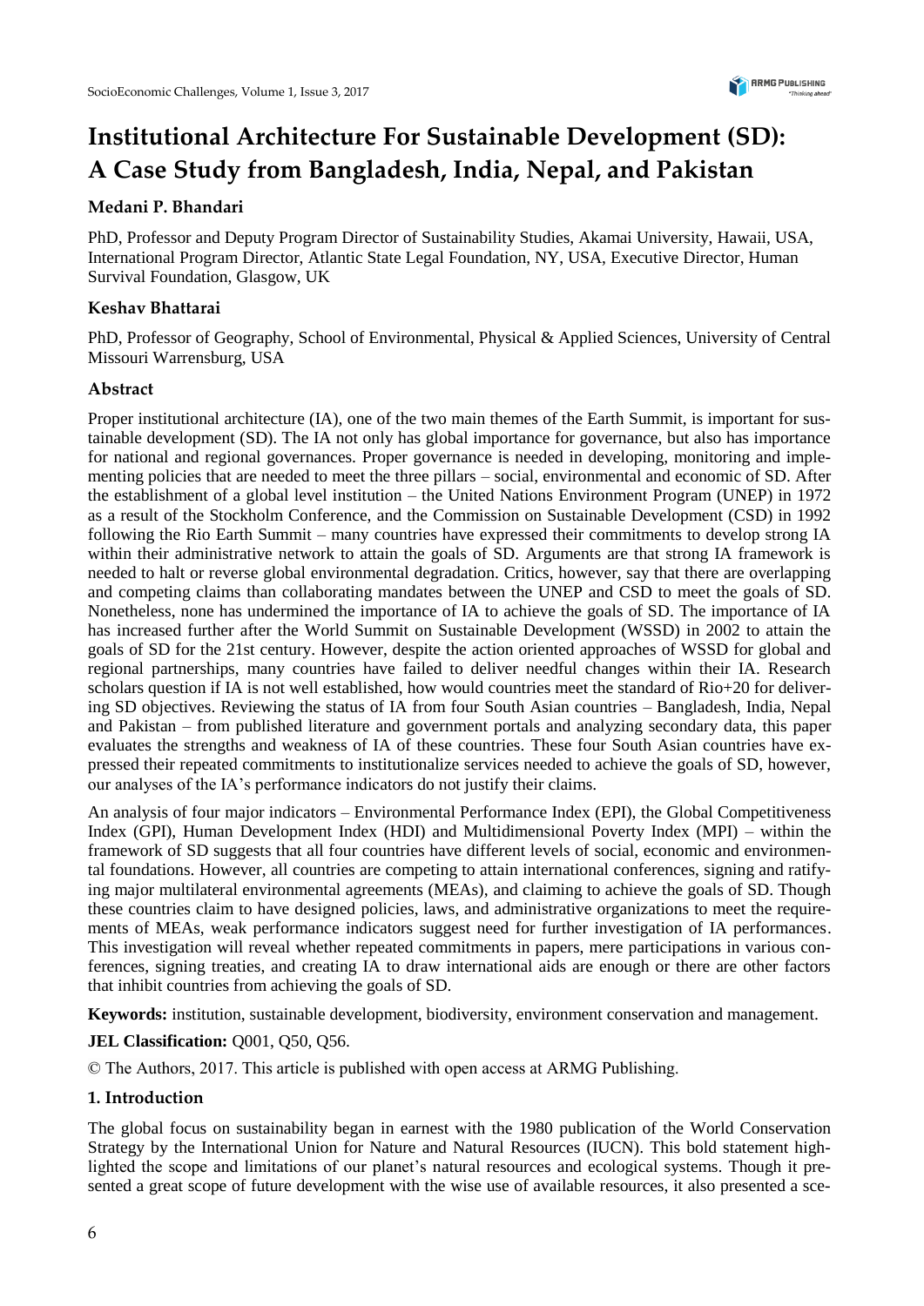# Institutional Architecture For Sustainable Development (SD): A Case Study from Bangladesh, India, Nepal, and Pakistan

**Medani P. Bhandari**

PhD, Professor and Deputy Program Director of Sustainability Studies, Akamai University, Hawaii, USA, International Program Director, Atlantic State Legal Foundation, NY, USA, Executive Director, Human Survival Foundation, Glasgow, UK

**Keshav Bhattarai**

PhD, Professor of Geography, School of Environmental, Physical & Applied Sciences, University of Central Missouri Warrensburg, USA

## Abstract

Proper institutional architecture (IA), one of the two main themes of the Earth Summit, is important for sustainable development (SD). The IA not only has global importance for governance, but also has importance for national and regional governances. Proper governance is needed in developing, monitoring and implementing policies that are needed to meet the three pillars – social, environmental and economic of SD. After the establishment of a global level institution – the United Nations Environment Program (UNEP) in 1972 as a result of the Stockholm Conference, and the Commission on Sustainable Development (CSD) in 1992 following the Rio Earth Summit – many countries have expressed their commitments to develop strong IA within their administrative network to attain the goals of SD. Arguments are that strong IA framework is needed to halt or reverse global environmental degradation. Critics, however, say that there are overlapping and competing claims than collaborating mandates between the UNEP and CSD to meet the goals of SD. Nonetheless, none has undermined the importance of IA to achieve the goals of SD. The importance of IA has increased further after the World Summit on Sustainable Development (WSSD) in 2002 to attain the goals of SD for the 21st century. However, despite the action oriented approaches of WSSD for global and regional partnerships, many countries have failed to deliver needful changes within their IA. Research scholars question if IA is not well established, how would countries meet the standard of Rio+20 for delivering SD objectives. Reviewing the status of IA from four South Asian countries – Bangladesh, India, Nepal and Pakistan – from published literature and government portals and analyzing secondary data, this paper evaluates the strengths and weakness of IA of these countries. These four South Asian countries have expressed their repeated commitments to institutionalize services needed to achieve the goals of SD, however, our analyses of the IA's performance indicators do not justify their claims.

An analysis of four major indicators – Environmental Performance Index (EPI), the Global Competitiveness Index (GPI), Human Development Index (HDI) and Multidimensional Poverty Index (MPI) – within the framework of SD suggests that all four countries have different levels of social, economic and environmental foundations. However, all countries are competing to attain international conferences, signing and ratifying major multilateral environmental agreements (MEAs), and claiming to achieve the goals of SD. Though these countries claim to have designed policies, laws, and administrative organizations to meet the requirements of MEAs, weak performance indicators suggest need for further investigation of IA performances. This investigation will reveal whether repeated commitments in papers, mere participations in various conferences, signing treaties, and creating IA to draw international aids are enough or there are other factors that inhibit countries from achieving the goals of SD.

**Keywords:** institution, sustainable development, biodiversity, environment conservation and management.

**JEL Classification:** Q001, Q50, Q56.

© The Authors, 2017. This article is published with open access at ARMG Publishing.

## 1. Introduction

The global focus on sustainability began in earnest with the 1980 publication of the World Conservation Strategy by the International Union for Nature and Natural Resources (IUCN). This bold statement highlighted the scope and limitations of our planet's natural resources and ecological systems. Though it presented a great scope of future development with the wise use of available resources, it also presented a sce-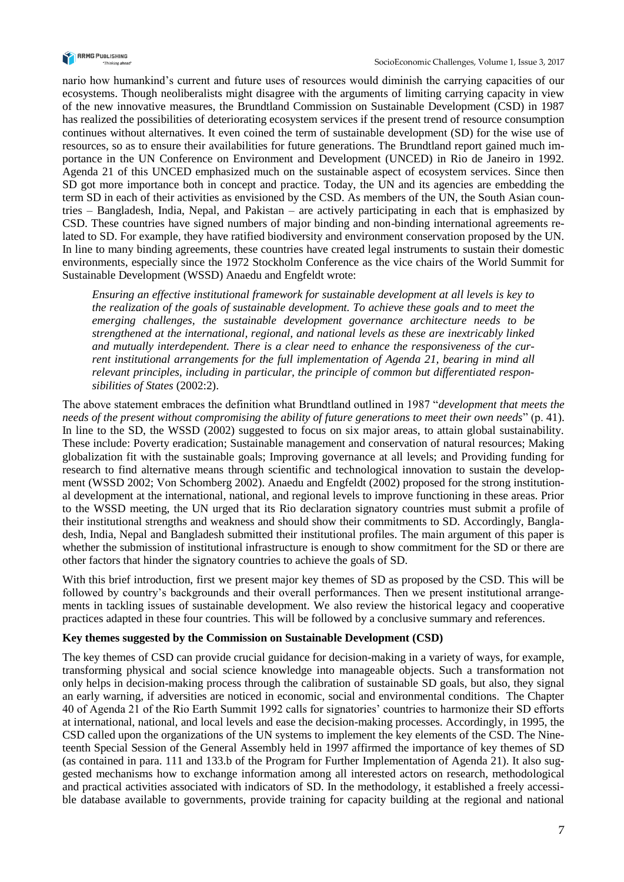nario how humankind's current and future uses of resources would diminish the carrying capacities of our ecosystems. Though neoliberalists might disagree with the arguments of limiting carrying capacity in view of the new innovative measures, the Brundtland Commission on Sustainable Development (CSD) in 1987 has realized the possibilities of deteriorating ecosystem services if the present trend of resource consumption continues without alternatives. It even coined the term of sustainable development (SD) for the wise use of resources, so as to ensure their availabilities for future generations. The Brundtland report gained much importance in the UN Conference on Environment and Development (UNCED) in Rio de Janeiro in 1992. Agenda 21 of this UNCED emphasized much on the sustainable aspect of ecosystem services. Since then SD got more importance both in concept and practice. Today, the UN and its agencies are embedding the term SD in each of their activities as envisioned by the CSD. As members of the UN, the South Asian countries – Bangladesh, India, Nepal, and Pakistan – are actively participating in each that is emphasized by CSD. These countries have signed numbers of major binding and non-binding international agreements related to SD. For example, they have ratified biodiversity and environment conservation proposed by the UN. In line to many binding agreements, these countries have created legal instruments to sustain their domestic environments, especially since the 1972 Stockholm Conference as the vice chairs of the World Summit for Sustainable Development (WSSD) Anaedu and Engfeldt wrote:

> *Ensuring an effective institutional framework for sustainable development at all levels is key to the realization of the goals of sustainable development. To achieve these goals and to meet the emerging challenges, the sustainable development governance architecture needs to be strengthened at the international, regional, and national levels as these are inextricably linked and mutually interdependent. There is a clear need to enhance the responsiveness of the current institutional arrangements for the full implementation of Agenda 21, bearing in mind all relevant principles, including in particular, the principle of common but differentiated responsibilities of States* (2002:2).

The above statement embraces the definition what Brundtland outlined in 1987 "*development that meets the needs of the present without compromising the ability of future generations to meet their own needs*" (p. 41). In line to the SD, the WSSD (2002) suggested to focus on six major areas, to attain global sustainability. These include: Poverty eradication; Sustainable management and conservation of natural resources; Making globalization fit with the sustainable goals; Improving governance at all levels; and Providing funding for research to find alternative means through scientific and technological innovation to sustain the development (WSSD 2002; Von Schomberg 2002). Anaedu and Engfeldt (2002) proposed for the strong institutional development at the international, national, and regional levels to improve functioning in these areas. Prior to the WSSD meeting, the UN urged that its Rio declaration signatory countries must submit a profile of their institutional strengths and weakness and should show their commitments to SD. Accordingly, Bangladesh, India, Nepal and Bangladesh submitted their institutional profiles. The main argument of this paper is whether the submission of institutional infrastructure is enough to show commitment for the SD or there are other factors that hinder the signatory countries to achieve the goals of SD.

With this brief introduction, first we present major key themes of SD as proposed by the CSD. This will be followed by country's backgrounds and their overall performances. Then we present institutional arrangements in tackling issues of sustainable development. We also review the historical legacy and cooperative practices adapted in these four countries. This will be followed by a conclusive summary and references.

**Key themes suggested by the Commission on Sustainable Development (CSD)**

The key themes of CSD can provide crucial guidance for decision-making in a variety of ways, for example, transforming physical and social science knowledge into manageable objects. Such a transformation not only helps in decision-making process through the calibration of sustainable SD goals, but also, they signal an early warning, if adversities are noticed in economic, social and environmental conditions. The Chapter 40 of Agenda 21 of the Rio Earth Summit 1992 calls for signatories' countries to harmonize their SD efforts at international, national, and local levels and ease the decision-making processes. Accordingly, in 1995, the CSD called upon the organizations of the UN systems to implement the key elements of the CSD. The Nineteenth Special Session of the General Assembly held in 1997 affirmed the importance of key themes of SD (as contained in para. 111 and 133.b of the Program for Further Implementation of Agenda 21). It also suggested mechanisms how to exchange information among all interested actors on research, methodological and practical activities associated with indicators of SD. In the methodology, it established a freely accessible database available to governments, provide training for capacity building at the regional and national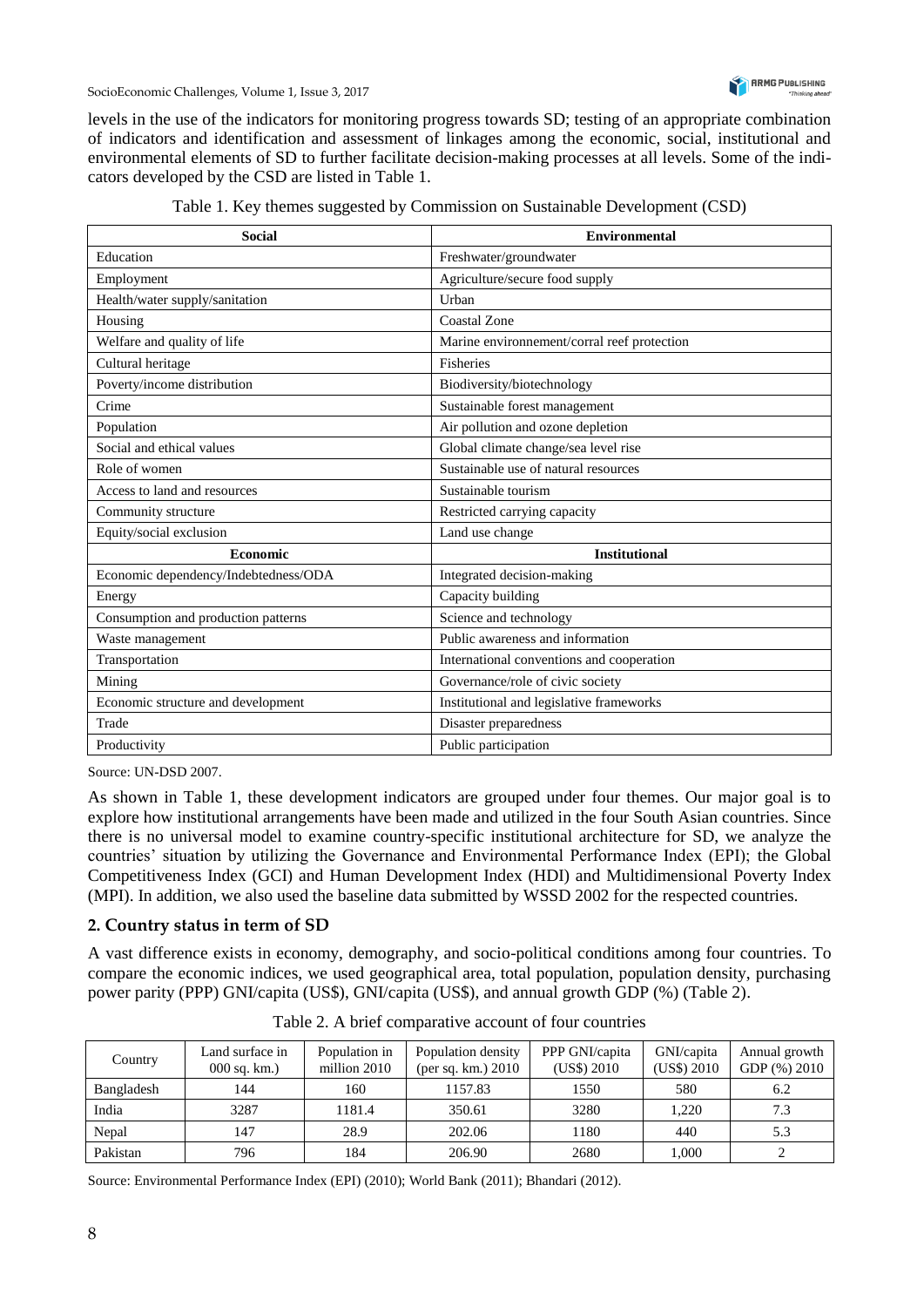levels in the use of the indicators for monitoring progress towards SD; testing of an appropriate combination of indicators and identification and assessment of linkages among the economic, social, institutional and environmental elements of SD to further facilitate decision-making processes at all levels. Some of the indicators developed by the CSD are listed in Table 1.

Table 1. Key themes suggested by Commission on Sustainable Development (CSD)

| Social | Environmental |
|---|---|
| Education | Freshwater/groundwater |
| Employment | Agriculture/secure food supply |
| Health/water supply/sanitation | Urban |
| Housing | Coastal Zone |
| Welfare and quality of life | Marine environnement/corral reef protection |
| Cultural heritage | Fisheries |
| Poverty/income distribution | Biodiversity/biotechnology |
| Crime | Sustainable forest management |
| Population | Air pollution and ozone depletion |
| Social and ethical values | Global climate change/sea level rise |
| Role of women | Sustainable use of natural resources |
| Access to land and resources | Sustainable tourism |
| Community structure | Restricted carrying capacity |
| Equity/social exclusion | Land use change |
| **Economic** | **Institutional** |
| Economic dependency/Indebtedness/ODA | Integrated decision-making |
| Energy | Capacity building |
| Consumption and production patterns | Science and technology |
| Waste management | Public awareness and information |
| Transportation | International conventions and cooperation |
| Mining | Governance/role of civic society |
| Economic structure and development | Institutional and legislative frameworks |
| Trade | Disaster preparedness |
| Productivity | Public participation |

Source: UN-DSD 2007.

As shown in Table 1, these development indicators are grouped under four themes. Our major goal is to explore how institutional arrangements have been made and utilized in the four South Asian countries. Since there is no universal model to examine country-specific institutional architecture for SD, we analyze the countries' situation by utilizing the Governance and Environmental Performance Index (EPI); the Global Competitiveness Index (GCI) and Human Development Index (HDI) and Multidimensional Poverty Index (MPI). In addition, we also used the baseline data submitted by WSSD 2002 for the respected countries.

## 2. Country status in term of SD

A vast difference exists in economy, demography, and socio-political conditions among four countries. To compare the economic indices, we used geographical area, total population, population density, purchasing power parity (PPP) GNI/capita (US$), GNI/capita (US$), and annual growth GDP (%) (Table 2).

Table 2. A brief comparative account of four countries

| Country | Land surface in 000 sq. km.) | Population in million 2010 | Population density (per sq. km.) 2010 | PPP GNI/capita (US$) 2010 | GNI/capita (US$) 2010 | Annual growth GDP (%) 2010 |
|---|---|---|---|---|---|---|
| Bangladesh | 144 | 160 | 1157.83 | 1550 | 580 | 6.2 |
| India | 3287 | 1181.4 | 350.61 | 3280 | 1,220 | 7.3 |
| Nepal | 147 | 28.9 | 202.06 | 1180 | 440 | 5.3 |
| Pakistan | 796 | 184 | 206.90 | 2680 | 1,000 | 2 |

Source: Environmental Performance Index (EPI) (2010); World Bank (2011); Bhandari (2012).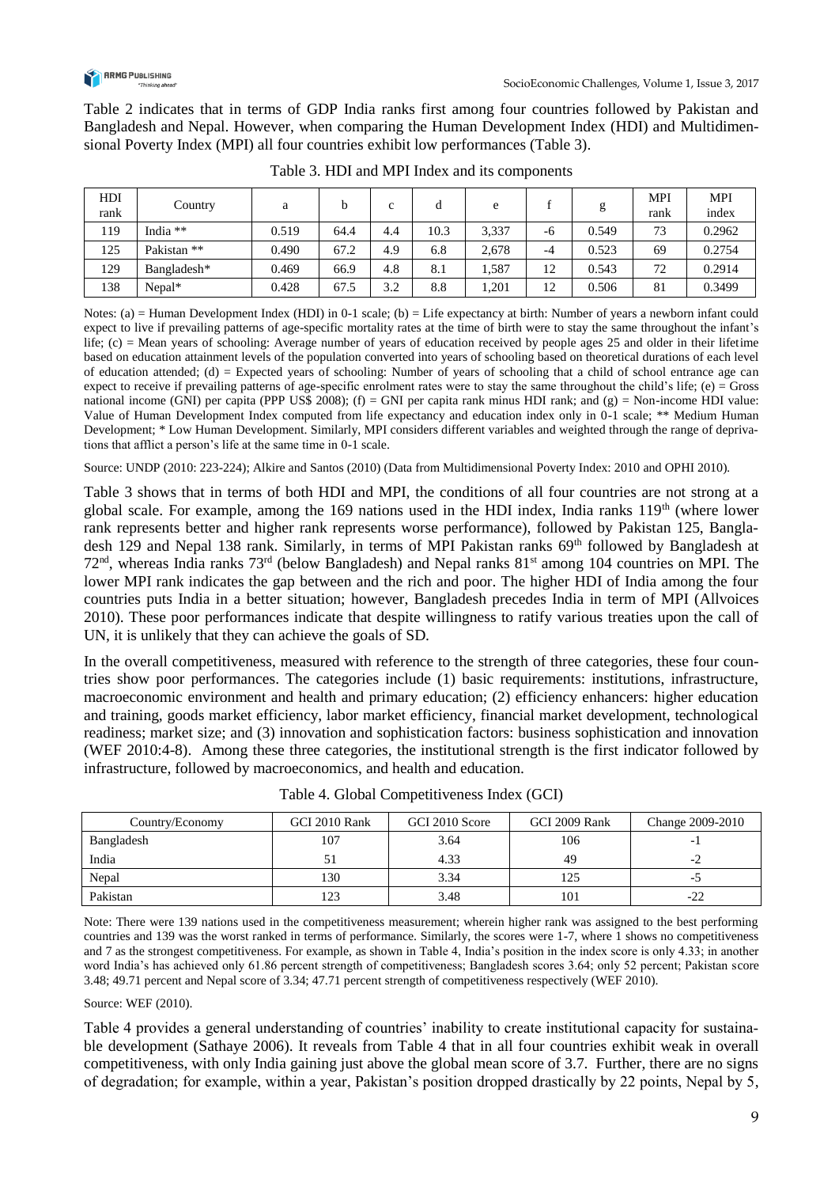Table 2 indicates that in terms of GDP India ranks first among four countries followed by Pakistan and Bangladesh and Nepal. However, when comparing the Human Development Index (HDI) and Multidimensional Poverty Index (MPI) all four countries exhibit low performances (Table 3).

Table 3. HDI and MPI Index and its components

| HDI rank | Country | a | b | c | d | e | f | g | MPI rank | MPI index |
|---|---|---|---|---|---|---|---|---|---|---|
| 119 | India ** | 0.519 | 64.4 | 4.4 | 10.3 | 3,337 | -6 | 0.549 | 73 | 0.2962 |
| 125 | Pakistan ** | 0.490 | 67.2 | 4.9 | 6.8 | 2,678 | -4 | 0.523 | 69 | 0.2754 |
| 129 | Bangladesh* | 0.469 | 66.9 | 4.8 | 8.1 | 1,587 | 12 | 0.543 | 72 | 0.2914 |
| 138 | Nepal* | 0.428 | 67.5 | 3.2 | 8.8 | 1,201 | 12 | 0.506 | 81 | 0.3499 |

Notes: (a) = Human Development Index (HDI) in 0-1 scale; (b) = Life expectancy at birth: Number of years a newborn infant could expect to live if prevailing patterns of age-specific mortality rates at the time of birth were to stay the same throughout the infant's life; (c) = Mean years of schooling: Average number of years of education received by people ages 25 and older in their lifetime based on education attainment levels of the population converted into years of schooling based on theoretical durations of each level of education attended; (d) = Expected years of schooling: Number of years of schooling that a child of school entrance age can expect to receive if prevailing patterns of age-specific enrolment rates were to stay the same throughout the child's life; (e) = Gross national income (GNI) per capita (PPP US$ 2008); (f) = GNI per capita rank minus HDI rank; and (g) = Non-income HDI value: Value of Human Development Index computed from life expectancy and education index only in 0-1 scale; ** Medium Human Development; * Low Human Development. Similarly, MPI considers different variables and weighted through the range of deprivations that afflict a person's life at the same time in 0-1 scale.

Source: UNDP (2010: 223-224); Alkire and Santos (2010) (Data from Multidimensional Poverty Index: 2010 and OPHI 2010).

Table 3 shows that in terms of both HDI and MPI, the conditions of all four countries are not strong at a global scale. For example, among the 169 nations used in the HDI index, India ranks 119th (where lower rank represents better and higher rank represents worse performance), followed by Pakistan 125, Bangladesh 129 and Nepal 138 rank. Similarly, in terms of MPI Pakistan ranks 69th followed by Bangladesh at 72nd, whereas India ranks 73rd (below Bangladesh) and Nepal ranks 81st among 104 countries on MPI. The lower MPI rank indicates the gap between and the rich and poor. The higher HDI of India among the four countries puts India in a better situation; however, Bangladesh precedes India in term of MPI (Allvoices 2010). These poor performances indicate that despite willingness to ratify various treaties upon the call of UN, it is unlikely that they can achieve the goals of SD.

In the overall competitiveness, measured with reference to the strength of three categories, these four countries show poor performances. The categories include (1) basic requirements: institutions, infrastructure, macroeconomic environment and health and primary education; (2) efficiency enhancers: higher education and training, goods market efficiency, labor market efficiency, financial market development, technological readiness; market size; and (3) innovation and sophistication factors: business sophistication and innovation (WEF 2010:4-8). Among these three categories, the institutional strength is the first indicator followed by infrastructure, followed by macroeconomics, and health and education.

Table 4. Global Competitiveness Index (GCI)

| Country/Economy | GCI 2010 Rank | GCI 2010 Score | GCI 2009 Rank | Change 2009-2010 |
|---|---|---|---|---|
| Bangladesh | 107 | 3.64 | 106 | -1 |
| India | 51 | 4.33 | 49 | -2 |
| Nepal | 130 | 3.34 | 125 | -5 |
| Pakistan | 123 | 3.48 | 101 | -22 |

Note: There were 139 nations used in the competitiveness measurement; wherein higher rank was assigned to the best performing countries and 139 was the worst ranked in terms of performance. Similarly, the scores were 1-7, where 1 shows no competitiveness and 7 as the strongest competitiveness. For example, as shown in Table 4, India's position in the index score is only 4.33; in another word India's has achieved only 61.86 percent strength of competitiveness; Bangladesh scores 3.64; only 52 percent; Pakistan score 3.48; 49.71 percent and Nepal score of 3.34; 47.71 percent strength of competitiveness respectively (WEF 2010).

Source: WEF (2010).

Table 4 provides a general understanding of countries' inability to create institutional capacity for sustainable development (Sathaye 2006). It reveals from Table 4 that in all four countries exhibit weak in overall competitiveness, with only India gaining just above the global mean score of 3.7. Further, there are no signs of degradation; for example, within a year, Pakistan's position dropped drastically by 22 points, Nepal by 5,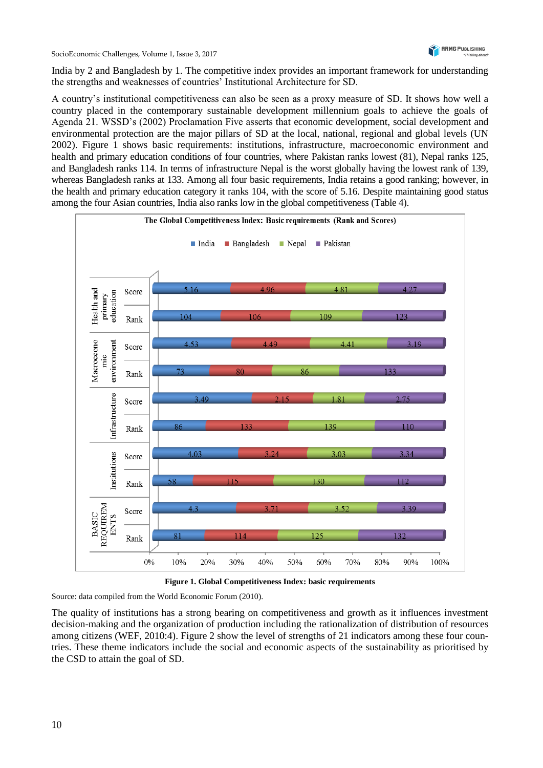India by 2 and Bangladesh by 1. The competitive index provides an important framework for understanding the strengths and weaknesses of countries' Institutional Architecture for SD.

A country's institutional competitiveness can also be seen as a proxy measure of SD. It shows how well a country placed in the contemporary sustainable development millennium goals to achieve the goals of Agenda 21. WSSD's (2002) Proclamation Five asserts that economic development, social development and environmental protection are the major pillars of SD at the local, national, regional and global levels (UN 2002). Figure 1 shows basic requirements: institutions, infrastructure, macroeconomic environment and health and primary education conditions of four countries, where Pakistan ranks lowest (81), Nepal ranks 125, and Bangladesh ranks 114. In terms of infrastructure Nepal is the worst globally having the lowest rank of 139, whereas Bangladesh ranks at 133. Among all four basic requirements, India retains a good ranking; however, in the health and primary education category it ranks 104, with the score of 5.16. Despite maintaining good status among the four Asian countries, India also ranks low in the global competitiveness (Table 4).

**Figure 1. Global Competitiveness Index: basic requirements**

Source: data compiled from the World Economic Forum (2010).

The quality of institutions has a strong bearing on competitiveness and growth as it influences investment decision-making and the organization of production including the rationalization of distribution of resources among citizens (WEF, 2010:4). Figure 2 show the level of strengths of 21 indicators among these four countries. These theme indicators include the social and economic aspects of the sustainability as prioritised by the CSD to attain the goal of SD.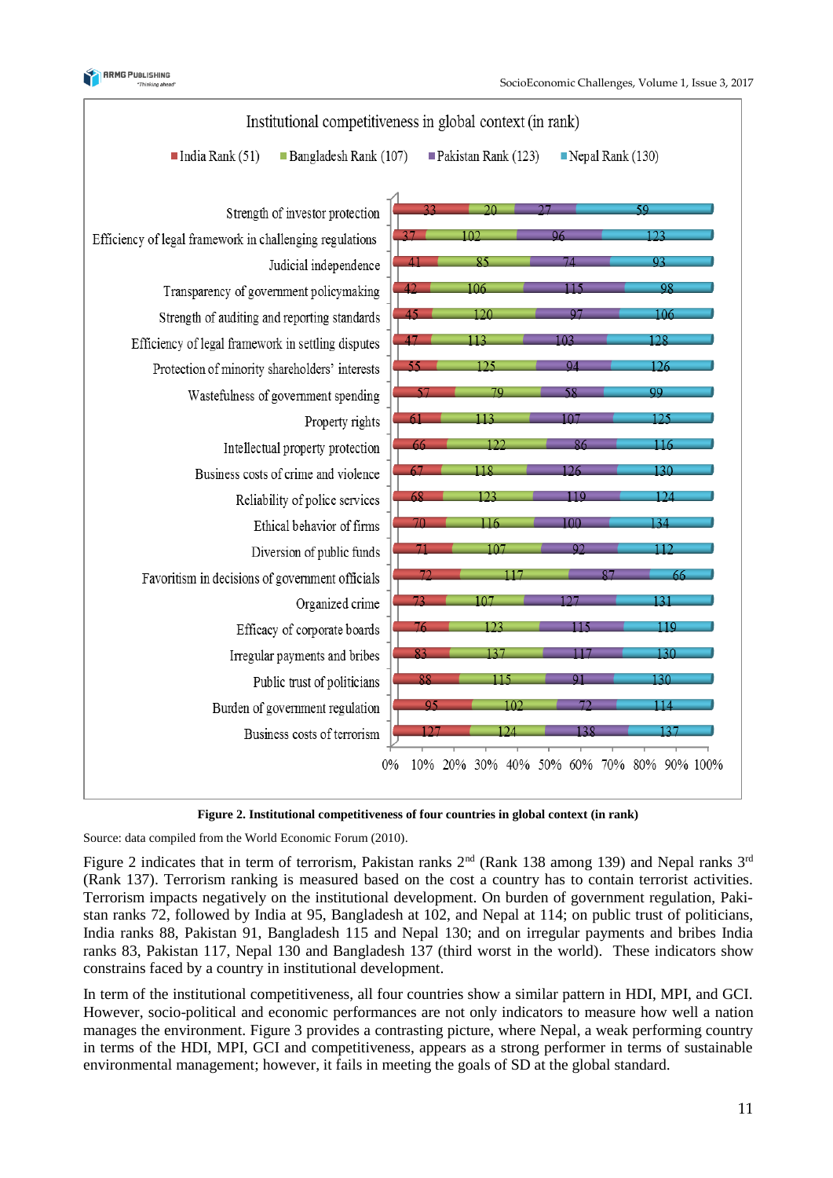**Institutional competitiveness in global context (in rank)**

| Indicator | India Rank (51) | Bangladesh Rank (107) | Pakistan Rank (123) | Nepal Rank (130) |
|---|---|---|---|---|
| Strength of investor protection | 33 | 20 | 27 | 59 |
| Efficiency of legal framework in challenging regulations | 37 | 102 | 96 | 123 |
| Judicial independence | 41 | 85 | 74 | 93 |
| Transparency of government policymaking | 42 | 106 | 115 | 98 |
| Strength of auditing and reporting standards | 45 | 120 | 97 | 106 |
| Efficiency of legal framework in settling disputes | 47 | 113 | 103 | 128 |
| Protection of minority shareholders' interests | 55 | 125 | 94 | 126 |
| Wastefulness of government spending | 57 | 79 | 58 | 99 |
| Property rights | 61 | 113 | 107 | 125 |
| Intellectual property protection | 66 | 122 | 86 | 116 |
| Business costs of crime and violence | 67 | 118 | 126 | 130 |
| Reliability of police services | 68 | 123 | 119 | 124 |
| Ethical behavior of firms | 70 | 116 | 100 | 134 |
| Diversion of public funds | 71 | 107 | 92 | 112 |
| Favoritism in decisions of government officials | 72 | 117 | 87 | 66 |
| Organized crime | 73 | 107 | 127 | 131 |
| Efficacy of corporate boards | 76 | 123 | 115 | 119 |
| Irregular payments and bribes | 83 | 137 | 117 | 130 |
| Public trust of politicians | 88 | 115 | 91 | 130 |
| Burden of government regulation | 95 | 102 | 72 | 114 |
| Business costs of terrorism | 127 | 124 | 138 | 137 |

**Figure 2. Institutional competitiveness of four countries in global context (in rank)**

Source: data compiled from the World Economic Forum (2010).

Figure 2 indicates that in term of terrorism, Pakistan ranks 2nd (Rank 138 among 139) and Nepal ranks 3rd (Rank 137). Terrorism ranking is measured based on the cost a country has to contain terrorist activities. Terrorism impacts negatively on the institutional development. On burden of government regulation, Pakistan ranks 72, followed by India at 95, Bangladesh at 102, and Nepal at 114; on public trust of politicians, India ranks 88, Pakistan 91, Bangladesh 115 and Nepal 130; and on irregular payments and bribes India ranks 83, Pakistan 117, Nepal 130 and Bangladesh 137 (third worst in the world). These indicators show constrains faced by a country in institutional development.

In term of the institutional competitiveness, all four countries show a similar pattern in HDI, MPI, and GCI. However, socio-political and economic performances are not only indicators to measure how well a nation manages the environment. Figure 3 provides a contrasting picture, where Nepal, a weak performing country in terms of the HDI, MPI, GCI and competitiveness, appears as a strong performer in terms of sustainable environmental management; however, it fails in meeting the goals of SD at the global standard.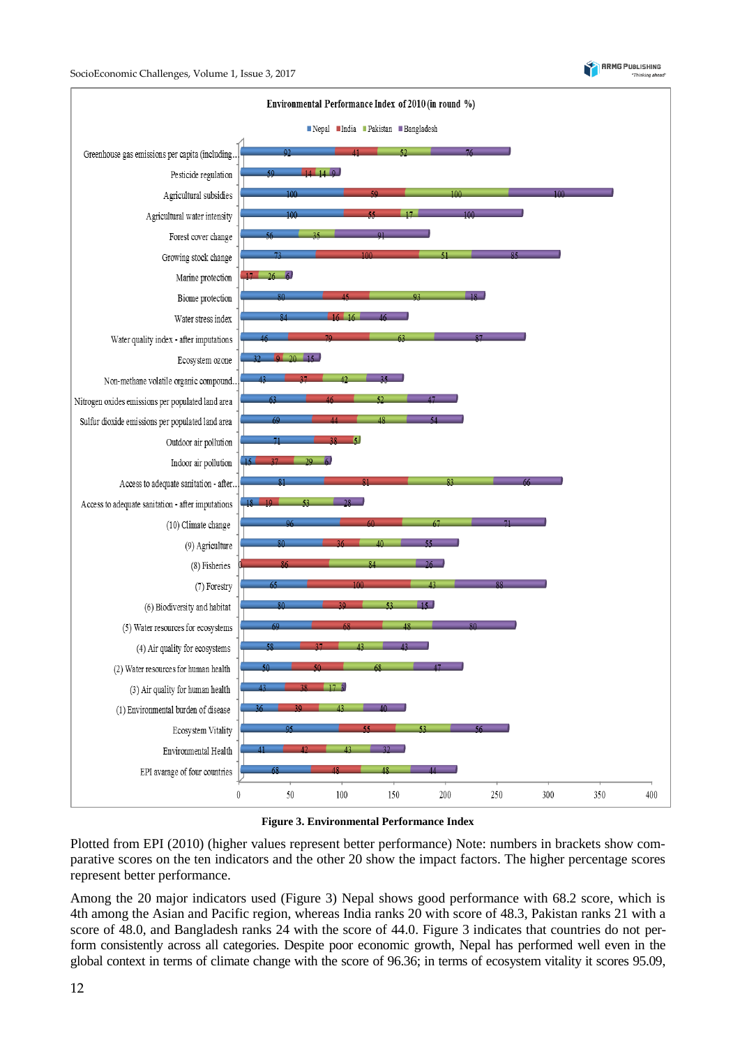**Figure 3. Environmental Performance Index**

Plotted from EPI (2010) (higher values represent better performance) Note: numbers in brackets show comparative scores on the ten indicators and the other 20 show the impact factors. The higher percentage scores represent better performance.

Among the 20 major indicators used (Figure 3) Nepal shows good performance with 68.2 score, which is 4th among the Asian and Pacific region, whereas India ranks 20 with score of 48.3, Pakistan ranks 21 with a score of 48.0, and Bangladesh ranks 24 with the score of 44.0. Figure 3 indicates that countries do not perform consistently across all categories. Despite poor economic growth, Nepal has performed well even in the global context in terms of climate change with the score of 96.36; in terms of ecosystem vitality it scores 95.09,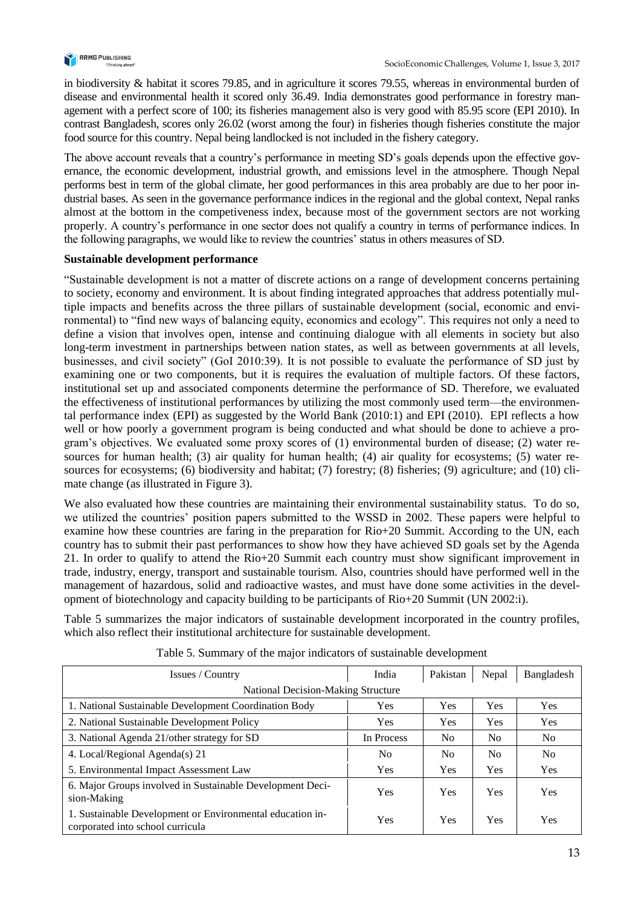in biodiversity & habitat it scores 79.85, and in agriculture it scores 79.55, whereas in environmental burden of disease and environmental health it scored only 36.49. India demonstrates good performance in forestry management with a perfect score of 100; its fisheries management also is very good with 85.95 score (EPI 2010). In contrast Bangladesh, scores only 26.02 (worst among the four) in fisheries though fisheries constitute the major food source for this country. Nepal being landlocked is not included in the fishery category.

The above account reveals that a country's performance in meeting SD's goals depends upon the effective governance, the economic development, industrial growth, and emissions level in the atmosphere. Though Nepal performs best in term of the global climate, her good performances in this area probably are due to her poor industrial bases. As seen in the governance performance indices in the regional and the global context, Nepal ranks almost at the bottom in the competiveness index, because most of the government sectors are not working properly. A country's performance in one sector does not qualify a country in terms of performance indices. In the following paragraphs, we would like to review the countries' status in others measures of SD.

**Sustainable development performance**

"Sustainable development is not a matter of discrete actions on a range of development concerns pertaining to society, economy and environment. It is about finding integrated approaches that address potentially multiple impacts and benefits across the three pillars of sustainable development (social, economic and environmental) to "find new ways of balancing equity, economics and ecology". This requires not only a need to define a vision that involves open, intense and continuing dialogue with all elements in society but also long-term investment in partnerships between nation states, as well as between governments at all levels, businesses, and civil society" (GoI 2010:39). It is not possible to evaluate the performance of SD just by examining one or two components, but it is requires the evaluation of multiple factors. Of these factors, institutional set up and associated components determine the performance of SD. Therefore, we evaluated the effectiveness of institutional performances by utilizing the most commonly used term—the environmental performance index (EPI) as suggested by the World Bank (2010:1) and EPI (2010). EPI reflects a how well or how poorly a government program is being conducted and what should be done to achieve a program's objectives. We evaluated some proxy scores of (1) environmental burden of disease; (2) water resources for human health; (3) air quality for human health; (4) air quality for ecosystems; (5) water resources for ecosystems; (6) biodiversity and habitat; (7) forestry; (8) fisheries; (9) agriculture; and (10) climate change (as illustrated in Figure 3).

We also evaluated how these countries are maintaining their environmental sustainability status. To do so, we utilized the countries' position papers submitted to the WSSD in 2002. These papers were helpful to examine how these countries are faring in the preparation for Rio+20 Summit. According to the UN, each country has to submit their past performances to show how they have achieved SD goals set by the Agenda 21. In order to qualify to attend the Rio+20 Summit each country must show significant improvement in trade, industry, energy, transport and sustainable tourism. Also, countries should have performed well in the management of hazardous, solid and radioactive wastes, and must have done some activities in the development of biotechnology and capacity building to be participants of Rio+20 Summit (UN 2002:i).

Table 5 summarizes the major indicators of sustainable development incorporated in the country profiles, which also reflect their institutional architecture for sustainable development.

Table 5. Summary of the major indicators of sustainable development

| Issues / Country | India | Pakistan | Nepal | Bangladesh |
|---|---|---|---|---|
| National Decision-Making Structure | | | | |
| 1. National Sustainable Development Coordination Body | Yes | Yes | Yes | Yes |
| 2. National Sustainable Development Policy | Yes | Yes | Yes | Yes |
| 3. National Agenda 21/other strategy for SD | In Process | No | No | No |
| 4. Local/Regional Agenda(s) 21 | No | No | No | No |
| 5. Environmental Impact Assessment Law | Yes | Yes | Yes | Yes |
| 6. Major Groups involved in Sustainable Development Decision-Making | Yes | Yes | Yes | Yes |
| 1. Sustainable Development or Environmental education incorporated into school curricula | Yes | Yes | Yes | Yes |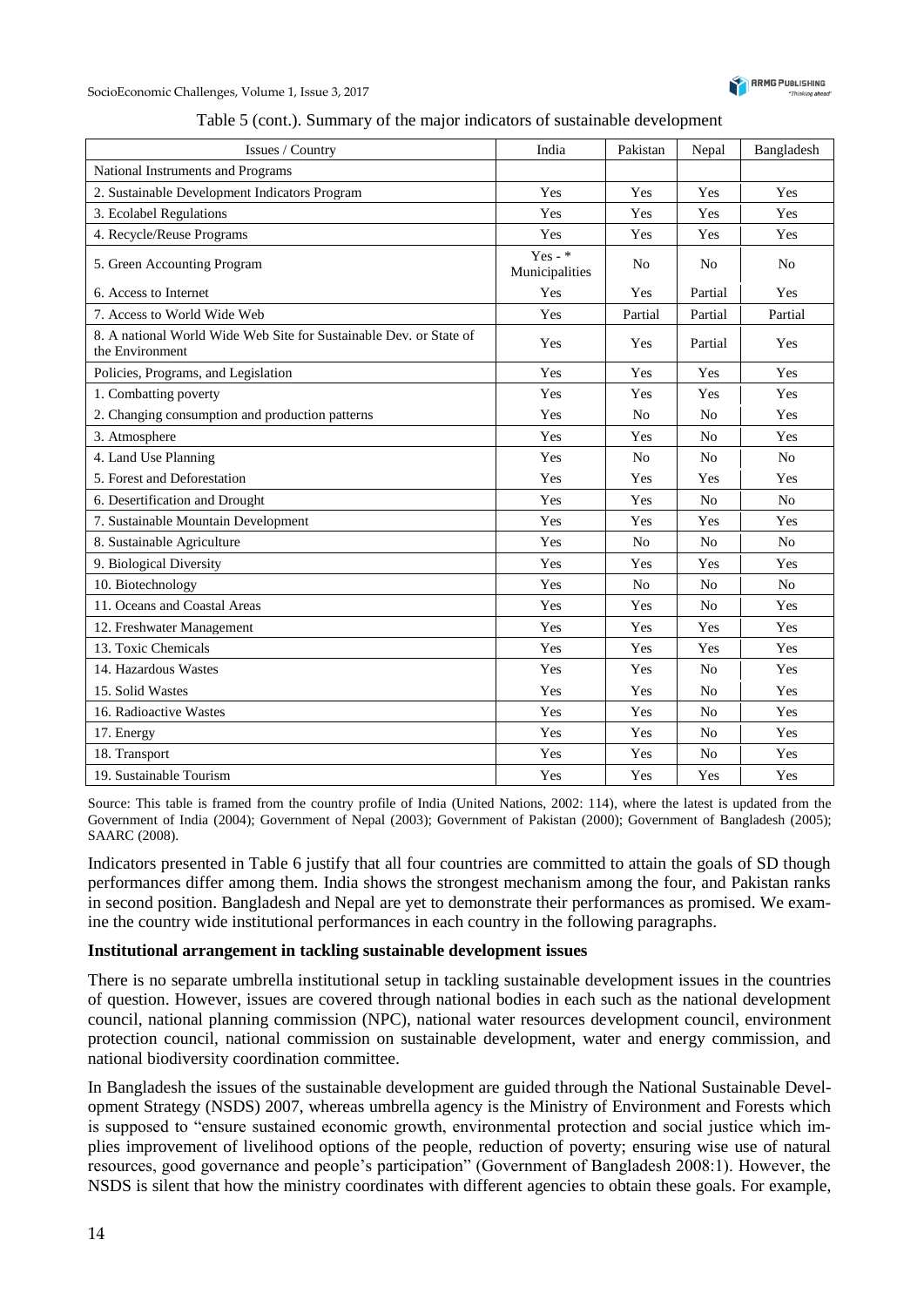Table 5 (cont.). Summary of the major indicators of sustainable development

| Issues / Country | India | Pakistan | Nepal | Bangladesh |
|---|---|---|---|---|
| National Instruments and Programs | | | | |
| 2. Sustainable Development Indicators Program | Yes | Yes | Yes | Yes |
| 3. Ecolabel Regulations | Yes | Yes | Yes | Yes |
| 4. Recycle/Reuse Programs | Yes | Yes | Yes | Yes |
| 5. Green Accounting Program | Yes - * Municipalities | No | No | No |
| 6. Access to Internet | Yes | Yes | Partial | Yes |
| 7. Access to World Wide Web | Yes | Partial | Partial | Partial |
| 8. A national World Wide Web Site for Sustainable Dev. or State of the Environment | Yes | Yes | Partial | Yes |
| Policies, Programs, and Legislation | Yes | Yes | Yes | Yes |
| 1. Combatting poverty | Yes | Yes | Yes | Yes |
| 2. Changing consumption and production patterns | Yes | No | No | Yes |
| 3. Atmosphere | Yes | Yes | No | Yes |
| 4. Land Use Planning | Yes | No | No | No |
| 5. Forest and Deforestation | Yes | Yes | Yes | Yes |
| 6. Desertification and Drought | Yes | Yes | No | No |
| 7. Sustainable Mountain Development | Yes | Yes | Yes | Yes |
| 8. Sustainable Agriculture | Yes | No | No | No |
| 9. Biological Diversity | Yes | Yes | Yes | Yes |
| 10. Biotechnology | Yes | No | No | No |
| 11. Oceans and Coastal Areas | Yes | Yes | No | Yes |
| 12. Freshwater Management | Yes | Yes | Yes | Yes |
| 13. Toxic Chemicals | Yes | Yes | Yes | Yes |
| 14. Hazardous Wastes | Yes | Yes | No | Yes |
| 15. Solid Wastes | Yes | Yes | No | Yes |
| 16. Radioactive Wastes | Yes | Yes | No | Yes |
| 17. Energy | Yes | Yes | No | Yes |
| 18. Transport | Yes | Yes | No | Yes |
| 19. Sustainable Tourism | Yes | Yes | Yes | Yes |

Source: This table is framed from the country profile of India (United Nations, 2002: 114), where the latest is updated from the Government of India (2004); Government of Nepal (2003); Government of Pakistan (2000); Government of Bangladesh (2005); SAARC (2008).

Indicators presented in Table 6 justify that all four countries are committed to attain the goals of SD though performances differ among them. India shows the strongest mechanism among the four, and Pakistan ranks in second position. Bangladesh and Nepal are yet to demonstrate their performances as promised. We examine the country wide institutional performances in each country in the following paragraphs.

**Institutional arrangement in tackling sustainable development issues**

There is no separate umbrella institutional setup in tackling sustainable development issues in the countries of question. However, issues are covered through national bodies in each such as the national development council, national planning commission (NPC), national water resources development council, environment protection council, national commission on sustainable development, water and energy commission, and national biodiversity coordination committee.

In Bangladesh the issues of the sustainable development are guided through the National Sustainable Development Strategy (NSDS) 2007, whereas umbrella agency is the Ministry of Environment and Forests which is supposed to "ensure sustained economic growth, environmental protection and social justice which implies improvement of livelihood options of the people, reduction of poverty; ensuring wise use of natural resources, good governance and people's participation" (Government of Bangladesh 2008:1). However, the NSDS is silent that how the ministry coordinates with different agencies to obtain these goals. For example,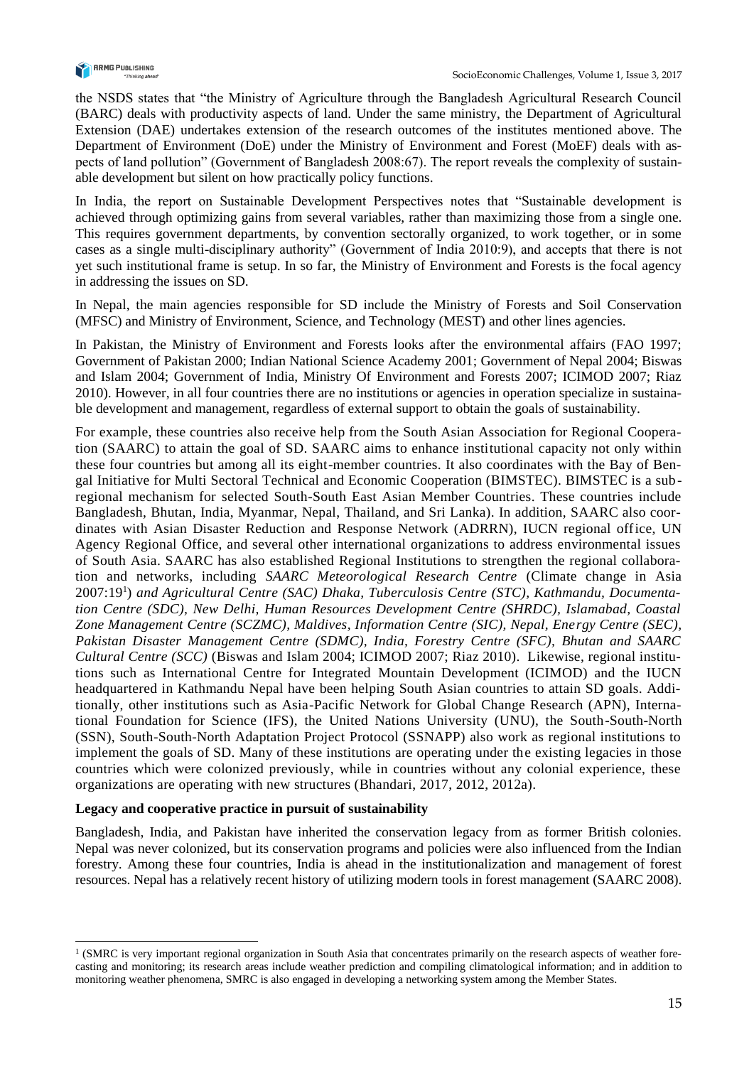the NSDS states that "the Ministry of Agriculture through the Bangladesh Agricultural Research Council (BARC) deals with productivity aspects of land. Under the same ministry, the Department of Agricultural Extension (DAE) undertakes extension of the research outcomes of the institutes mentioned above. The Department of Environment (DoE) under the Ministry of Environment and Forest (MoEF) deals with aspects of land pollution" (Government of Bangladesh 2008:67). The report reveals the complexity of sustainable development but silent on how practically policy functions.

In India, the report on Sustainable Development Perspectives notes that "Sustainable development is achieved through optimizing gains from several variables, rather than maximizing those from a single one. This requires government departments, by convention sectorally organized, to work together, or in some cases as a single multi-disciplinary authority" (Government of India 2010:9), and accepts that there is not yet such institutional frame is setup. In so far, the Ministry of Environment and Forests is the focal agency in addressing the issues on SD.

In Nepal, the main agencies responsible for SD include the Ministry of Forests and Soil Conservation (MFSC) and Ministry of Environment, Science, and Technology (MEST) and other lines agencies.

In Pakistan, the Ministry of Environment and Forests looks after the environmental affairs (FAO 1997; Government of Pakistan 2000; Indian National Science Academy 2001; Government of Nepal 2004; Biswas and Islam 2004; Government of India, Ministry Of Environment and Forests 2007; ICIMOD 2007; Riaz 2010). However, in all four countries there are no institutions or agencies in operation specialize in sustainable development and management, regardless of external support to obtain the goals of sustainability.

For example, these countries also receive help from the South Asian Association for Regional Cooperation (SAARC) to attain the goal of SD. SAARC aims to enhance institutional capacity not only within these four countries but among all its eight-member countries. It also coordinates with the Bay of Bengal Initiative for Multi Sectoral Technical and Economic Cooperation (BIMSTEC). BIMSTEC is a subregional mechanism for selected South-South East Asian Member Countries. These countries include Bangladesh, Bhutan, India, Myanmar, Nepal, Thailand, and Sri Lanka). In addition, SAARC also coordinates with Asian Disaster Reduction and Response Network (ADRRN), IUCN regional office, UN Agency Regional Office, and several other international organizations to address environmental issues of South Asia. SAARC has also established Regional Institutions to strengthen the regional collaboration and networks, including *SAARC Meteorological Research Centre* (Climate change in Asia 2007:19[1]) *and Agricultural Centre (SAC) Dhaka, Tuberculosis Centre (STC), Kathmandu, Documentation Centre (SDC), New Delhi, Human Resources Development Centre (SHRDC), Islamabad, Coastal Zone Management Centre (SCZMC), Maldives, Information Centre (SIC), Nepal, Energy Centre (SEC), Pakistan Disaster Management Centre (SDMC), India, Forestry Centre (SFC), Bhutan and SAARC Cultural Centre (SCC)* (Biswas and Islam 2004; ICIMOD 2007; Riaz 2010). Likewise, regional institutions such as International Centre for Integrated Mountain Development (ICIMOD) and the IUCN headquartered in Kathmandu Nepal have been helping South Asian countries to attain SD goals. Additionally, other institutions such as Asia-Pacific Network for Global Change Research (APN), International Foundation for Science (IFS), the United Nations University (UNU), the South-South-North (SSN), South-South-North Adaptation Project Protocol (SSNAPP) also work as regional institutions to implement the goals of SD. Many of these institutions are operating under the existing legacies in those countries which were colonized previously, while in countries without any colonial experience, these organizations are operating with new structures (Bhandari, 2017, 2012, 2012a).

**Legacy and cooperative practice in pursuit of sustainability**

Bangladesh, India, and Pakistan have inherited the conservation legacy from as former British colonies. Nepal was never colonized, but its conservation programs and policies were also influenced from the Indian forestry. Among these four countries, India is ahead in the institutionalization and management of forest resources. Nepal has a relatively recent history of utilizing modern tools in forest management (SAARC 2008).

[1] (SMRC is very important regional organization in South Asia that concentrates primarily on the research aspects of weather forecasting and monitoring; its research areas include weather prediction and compiling climatological information; and in addition to monitoring weather phenomena, SMRC is also engaged in developing a networking system among the Member States.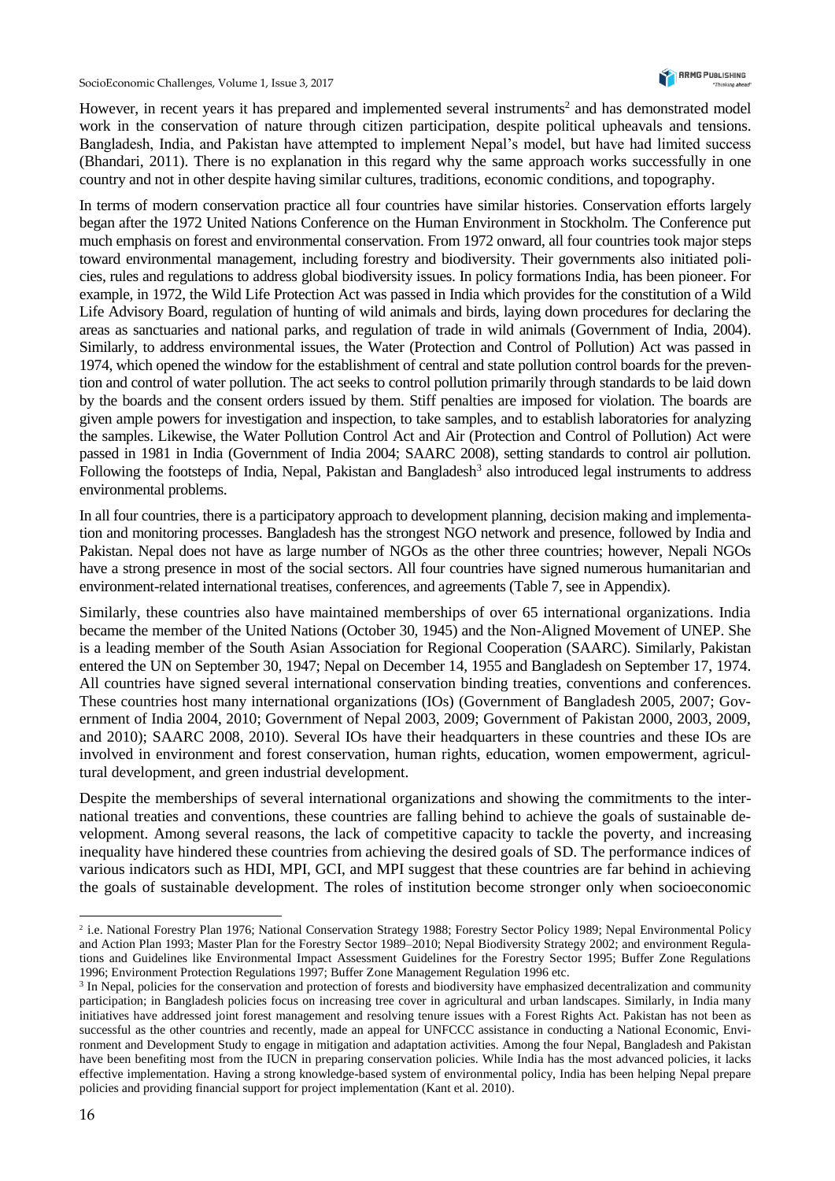However, in recent years it has prepared and implemented several instruments[2] and has demonstrated model work in the conservation of nature through citizen participation, despite political upheavals and tensions. Bangladesh, India, and Pakistan have attempted to implement Nepal's model, but have had limited success (Bhandari, 2011). There is no explanation in this regard why the same approach works successfully in one country and not in other despite having similar cultures, traditions, economic conditions, and topography.

In terms of modern conservation practice all four countries have similar histories. Conservation efforts largely began after the 1972 United Nations Conference on the Human Environment in Stockholm. The Conference put much emphasis on forest and environmental conservation. From 1972 onward, all four countries took major steps toward environmental management, including forestry and biodiversity. Their governments also initiated policies, rules and regulations to address global biodiversity issues. In policy formations India, has been pioneer. For example, in 1972, the Wild Life Protection Act was passed in India which provides for the constitution of a Wild Life Advisory Board, regulation of hunting of wild animals and birds, laying down procedures for declaring the areas as sanctuaries and national parks, and regulation of trade in wild animals (Government of India, 2004). Similarly, to address environmental issues, the Water (Protection and Control of Pollution) Act was passed in 1974, which opened the window for the establishment of central and state pollution control boards for the prevention and control of water pollution. The act seeks to control pollution primarily through standards to be laid down by the boards and the consent orders issued by them. Stiff penalties are imposed for violation. The boards are given ample powers for investigation and inspection, to take samples, and to establish laboratories for analyzing the samples. Likewise, the Water Pollution Control Act and Air (Protection and Control of Pollution) Act were passed in 1981 in India (Government of India 2004; SAARC 2008), setting standards to control air pollution. Following the footsteps of India, Nepal, Pakistan and Bangladesh[3] also introduced legal instruments to address environmental problems.

In all four countries, there is a participatory approach to development planning, decision making and implementation and monitoring processes. Bangladesh has the strongest NGO network and presence, followed by India and Pakistan. Nepal does not have as large number of NGOs as the other three countries; however, Nepali NGOs have a strong presence in most of the social sectors. All four countries have signed numerous humanitarian and environment-related international treatises, conferences, and agreements (Table 7, see in Appendix).

Similarly, these countries also have maintained memberships of over 65 international organizations. India became the member of the United Nations (October 30, 1945) and the Non-Aligned Movement of UNEP. She is a leading member of the South Asian Association for Regional Cooperation (SAARC). Similarly, Pakistan entered the UN on September 30, 1947; Nepal on December 14, 1955 and Bangladesh on September 17, 1974. All countries have signed several international conservation binding treaties, conventions and conferences. These countries host many international organizations (IOs) (Government of Bangladesh 2005, 2007; Government of India 2004, 2010; Government of Nepal 2003, 2009; Government of Pakistan 2000, 2003, 2009, and 2010); SAARC 2008, 2010). Several IOs have their headquarters in these countries and these IOs are involved in environment and forest conservation, human rights, education, women empowerment, agricultural development, and green industrial development.

Despite the memberships of several international organizations and showing the commitments to the international treaties and conventions, these countries are falling behind to achieve the goals of sustainable development. Among several reasons, the lack of competitive capacity to tackle the poverty, and increasing inequality have hindered these countries from achieving the desired goals of SD. The performance indices of various indicators such as HDI, MPI, GCI, and MPI suggest that these countries are far behind in achieving the goals of sustainable development. The roles of institution become stronger only when socioeconomic

---

[2] i.e. National Forestry Plan 1976; National Conservation Strategy 1988; Forestry Sector Policy 1989; Nepal Environmental Policy and Action Plan 1993; Master Plan for the Forestry Sector 1989–2010; Nepal Biodiversity Strategy 2002; and environment Regulations and Guidelines like Environmental Impact Assessment Guidelines for the Forestry Sector 1995; Buffer Zone Regulations 1996; Environment Protection Regulations 1997; Buffer Zone Management Regulation 1996 etc.

[3] In Nepal, policies for the conservation and protection of forests and biodiversity have emphasized decentralization and community participation; in Bangladesh policies focus on increasing tree cover in agricultural and urban landscapes. Similarly, in India many initiatives have addressed joint forest management and resolving tenure issues with a Forest Rights Act. Pakistan has not been as successful as the other countries and recently, made an appeal for UNFCCC assistance in conducting a National Economic, Environment and Development Study to engage in mitigation and adaptation activities. Among the four Nepal, Bangladesh and Pakistan have been benefiting most from the IUCN in preparing conservation policies. While India has the most advanced policies, it lacks effective implementation. Having a strong knowledge-based system of environmental policy, India has been helping Nepal prepare policies and providing financial support for project implementation (Kant et al. 2010).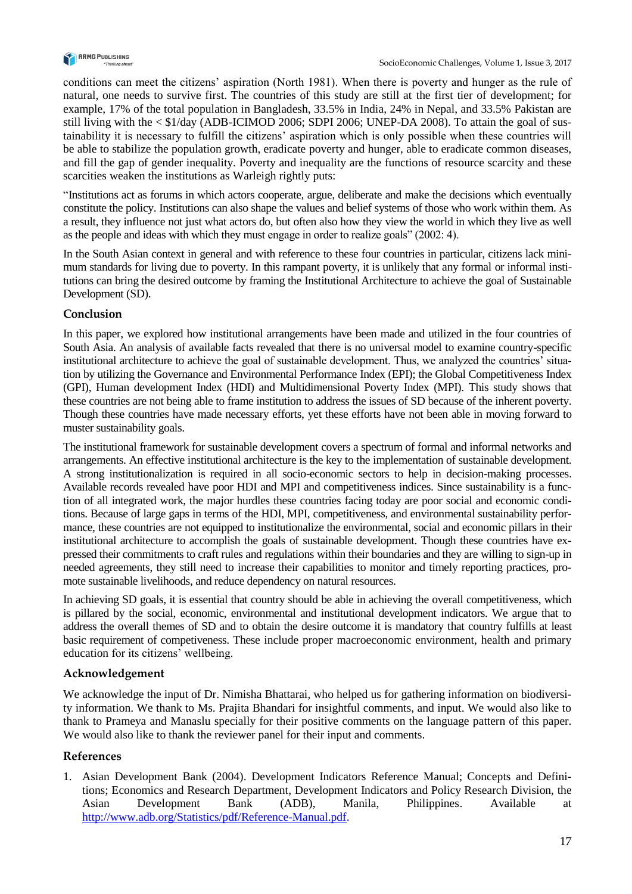conditions can meet the citizens' aspiration (North 1981). When there is poverty and hunger as the rule of natural, one needs to survive first. The countries of this study are still at the first tier of development; for example, 17% of the total population in Bangladesh, 33.5% in India, 24% in Nepal, and 33.5% Pakistan are still living with the < $1/day (ADB-ICIMOD 2006; SDPI 2006; UNEP-DA 2008). To attain the goal of sustainability it is necessary to fulfill the citizens' aspiration which is only possible when these countries will be able to stabilize the population growth, eradicate poverty and hunger, able to eradicate common diseases, and fill the gap of gender inequality. Poverty and inequality are the functions of resource scarcity and these scarcities weaken the institutions as Warleigh rightly puts:

"Institutions act as forums in which actors cooperate, argue, deliberate and make the decisions which eventually constitute the policy. Institutions can also shape the values and belief systems of those who work within them. As a result, they influence not just what actors do, but often also how they view the world in which they live as well as the people and ideas with which they must engage in order to realize goals" (2002: 4).

In the South Asian context in general and with reference to these four countries in particular, citizens lack minimum standards for living due to poverty. In this rampant poverty, it is unlikely that any formal or informal institutions can bring the desired outcome by framing the Institutional Architecture to achieve the goal of Sustainable Development (SD).

## Conclusion

In this paper, we explored how institutional arrangements have been made and utilized in the four countries of South Asia. An analysis of available facts revealed that there is no universal model to examine country-specific institutional architecture to achieve the goal of sustainable development. Thus, we analyzed the countries' situation by utilizing the Governance and Environmental Performance Index (EPI); the Global Competitiveness Index (GPI), Human development Index (HDI) and Multidimensional Poverty Index (MPI). This study shows that these countries are not being able to frame institution to address the issues of SD because of the inherent poverty. Though these countries have made necessary efforts, yet these efforts have not been able in moving forward to muster sustainability goals.

The institutional framework for sustainable development covers a spectrum of formal and informal networks and arrangements. An effective institutional architecture is the key to the implementation of sustainable development. A strong institutionalization is required in all socio-economic sectors to help in decision-making processes. Available records revealed have poor HDI and MPI and competitiveness indices. Since sustainability is a function of all integrated work, the major hurdles these countries facing today are poor social and economic conditions. Because of large gaps in terms of the HDI, MPI, competitiveness, and environmental sustainability performance, these countries are not equipped to institutionalize the environmental, social and economic pillars in their institutional architecture to accomplish the goals of sustainable development. Though these countries have expressed their commitments to craft rules and regulations within their boundaries and they are willing to sign-up in needed agreements, they still need to increase their capabilities to monitor and timely reporting practices, promote sustainable livelihoods, and reduce dependency on natural resources.

In achieving SD goals, it is essential that country should be able in achieving the overall competitiveness, which is pillared by the social, economic, environmental and institutional development indicators. We argue that to address the overall themes of SD and to obtain the desire outcome it is mandatory that country fulfills at least basic requirement of competeiveness. These include proper macroeconomic environment, health and primary education for its citizens' wellbeing.

## Acknowledgement

We acknowledge the input of Dr. Nimisha Bhattarai, who helped us for gathering information on biodiversity information. We thank to Ms. Prajita Bhandari for insightful comments, and input. We would also like to thank to Prameya and Manaslu specially for their positive comments on the language pattern of this paper. We would also like to thank the reviewer panel for their input and comments.

## References

1. Asian Development Bank (2004). Development Indicators Reference Manual; Concepts and Definitions; Economics and Research Department, Development Indicators and Policy Research Division, the Asian Development Bank (ADB), Manila, Philippines. Available at http://www.adb.org/Statistics/pdf/Reference-Manual.pdf.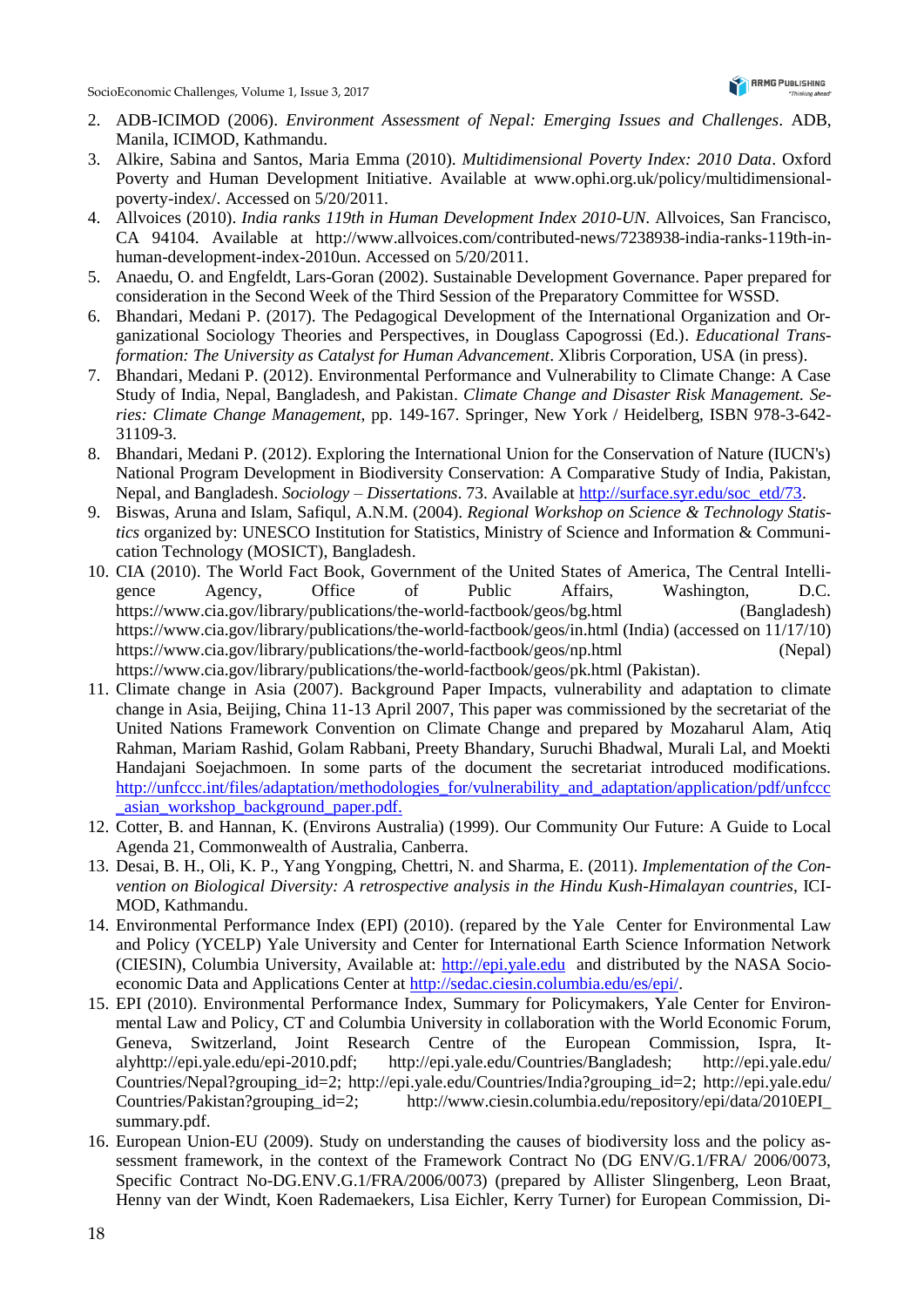2. ADB-ICIMOD (2006). *Environment Assessment of Nepal: Emerging Issues and Challenges*. ADB, Manila, ICIMOD, Kathmandu.
3. Alkire, Sabina and Santos, Maria Emma (2010). *Multidimensional Poverty Index: 2010 Data*. Oxford Poverty and Human Development Initiative. Available at www.ophi.org.uk/policy/multidimensional-poverty-index/. Accessed on 5/20/2011.
4. Allvoices (2010). *India ranks 119th in Human Development Index 2010-UN*. Allvoices, San Francisco, CA 94104. Available at http://www.allvoices.com/contributed-news/7238938-india-ranks-119th-in-human-development-index-2010un. Accessed on 5/20/2011.
5. Anaedu, O. and Engfeldt, Lars-Goran (2002). Sustainable Development Governance. Paper prepared for consideration in the Second Week of the Third Session of the Preparatory Committee for WSSD.
6. Bhandari, Medani P. (2017). The Pedagogical Development of the International Organization and Organizational Sociology Theories and Perspectives, in Douglass Capogrossi (Ed.). *Educational Transformation: The University as Catalyst for Human Advancement*. Xlibris Corporation, USA (in press).
7. Bhandari, Medani P. (2012). Environmental Performance and Vulnerability to Climate Change: A Case Study of India, Nepal, Bangladesh, and Pakistan. *Climate Change and Disaster Risk Management. Series: Climate Change Management*, pp. 149-167. Springer, New York / Heidelberg, ISBN 978-3-642-31109-3.
8. Bhandari, Medani P. (2012). Exploring the International Union for the Conservation of Nature (IUCN's) National Program Development in Biodiversity Conservation: A Comparative Study of India, Pakistan, Nepal, and Bangladesh. *Sociology – Dissertations*. 73. Available at http://surface.syr.edu/soc_etd/73.
9. Biswas, Aruna and Islam, Safiqul, A.N.M. (2004). *Regional Workshop on Science & Technology Statistics* organized by: UNESCO Institution for Statistics, Ministry of Science and Information & Communication Technology (MOSICT), Bangladesh.
10. CIA (2010). The World Fact Book, Government of the United States of America, The Central Intelligence Agency, Office of Public Affairs, Washington, D.C. https://www.cia.gov/library/publications/the-world-factbook/geos/bg.html (Bangladesh) https://www.cia.gov/library/publications/the-world-factbook/geos/in.html (India) (accessed on 11/17/10) https://www.cia.gov/library/publications/the-world-factbook/geos/np.html (Nepal) https://www.cia.gov/library/publications/the-world-factbook/geos/pk.html (Pakistan).
11. Climate change in Asia (2007). Background Paper Impacts, vulnerability and adaptation to climate change in Asia, Beijing, China 11-13 April 2007, This paper was commissioned by the secretariat of the United Nations Framework Convention on Climate Change and prepared by Mozaharul Alam, Atiq Rahman, Mariam Rashid, Golam Rabbani, Preety Bhandary, Suruchi Bhadwal, Murali Lal, and Moekti Handajani Soejachmoen. In some parts of the document the secretariat introduced modifications. http://unfccc.int/files/adaptation/methodologies_for/vulnerability_and_adaptation/application/pdf/unfccc_asian_workshop_background_paper.pdf.
12. Cotter, B. and Hannan, K. (Environs Australia) (1999). Our Community Our Future: A Guide to Local Agenda 21, Commonwealth of Australia, Canberra.
13. Desai, B. H., Oli, K. P., Yang Yongping, Chettri, N. and Sharma, E. (2011). *Implementation of the Convention on Biological Diversity: A retrospective analysis in the Hindu Kush-Himalayan countries*, ICIMOD, Kathmandu.
14. Environmental Performance Index (EPI) (2010). (repared by the Yale Center for Environmental Law and Policy (YCELP) Yale University and Center for International Earth Science Information Network (CIESIN), Columbia University, Available at: http://epi.yale.edu and distributed by the NASA Socioeconomic Data and Applications Center at http://sedac.ciesin.columbia.edu/es/epi/.
15. EPI (2010). Environmental Performance Index, Summary for Policymakers, Yale Center for Environmental Law and Policy, CT and Columbia University in collaboration with the World Economic Forum, Geneva, Switzerland, Joint Research Centre of the European Commission, Ispra, Italyhttp://epi.yale.edu/epi-2010.pdf; http://epi.yale.edu/Countries/Bangladesh; http://epi.yale.edu/ Countries/Nepal?grouping_id=2; http://epi.yale.edu/Countries/India?grouping_id=2; http://epi.yale.edu/ Countries/Pakistan?grouping_id=2; http://www.ciesin.columbia.edu/repository/epi/data/2010EPI_summary.pdf.
16. European Union-EU (2009). Study on understanding the causes of biodiversity loss and the policy assessment framework, in the context of the Framework Contract No (DG ENV/G.1/FRA/ 2006/0073, Specific Contract No-DG.ENV.G.1/FRA/2006/0073) (prepared by Allister Slingenberg, Leon Braat, Henny van der Windt, Koen Rademaekers, Lisa Eichler, Kerry Turner) for European Commission, Di-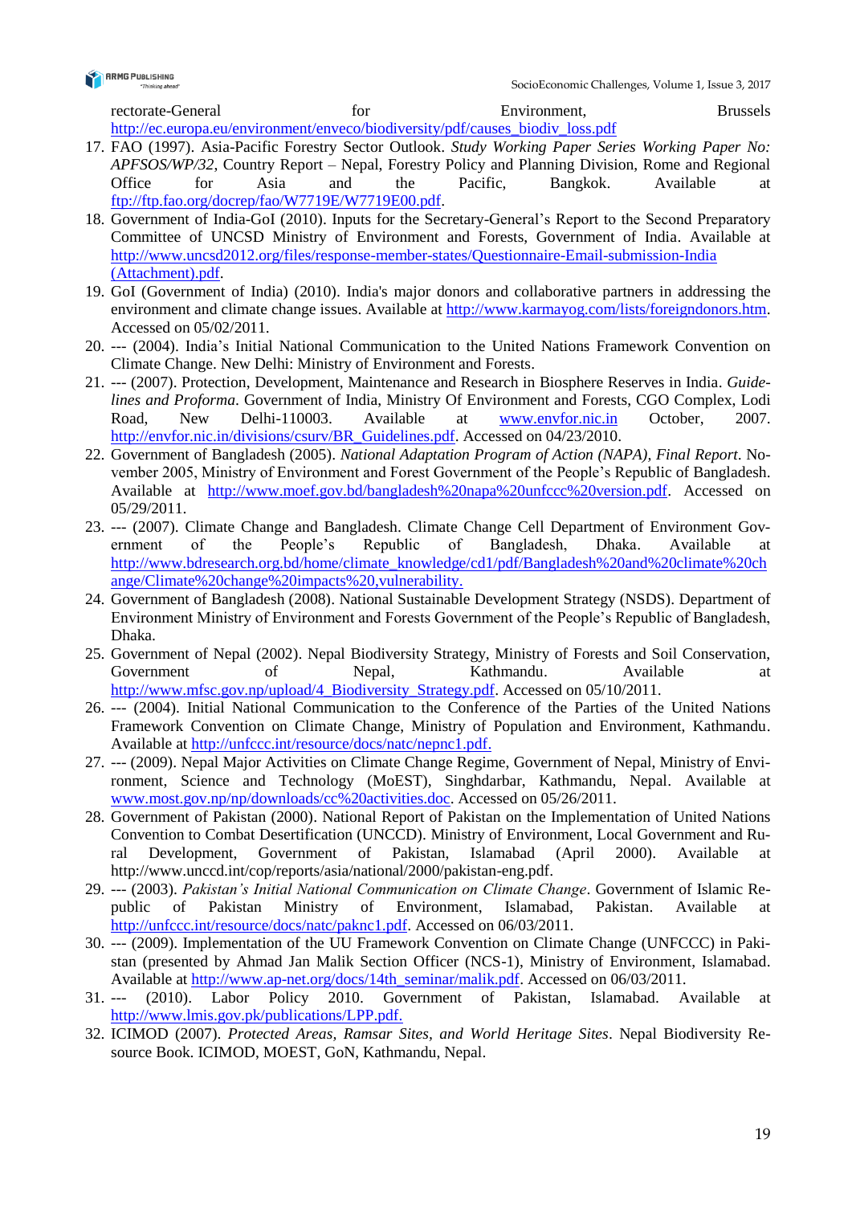rectorate-General for Environment, Brussels http://ec.europa.eu/environment/enveco/biodiversity/pdf/causes_biodiv_loss.pdf

17. FAO (1997). Asia-Pacific Forestry Sector Outlook. *Study Working Paper Series Working Paper No: APFSOS/WP/32*, Country Report – Nepal, Forestry Policy and Planning Division, Rome and Regional Office for Asia and the Pacific, Bangkok. Available at ftp://ftp.fao.org/docrep/fao/W7719E/W7719E00.pdf.
18. Government of India-GoI (2010). Inputs for the Secretary-General's Report to the Second Preparatory Committee of UNCSD Ministry of Environment and Forests, Government of India. Available at http://www.uncsd2012.org/files/response-member-states/Questionnaire-Email-submission-India (Attachment).pdf.
19. GoI (Government of India) (2010). India's major donors and collaborative partners in addressing the environment and climate change issues. Available at http://www.karmayog.com/lists/foreigndonors.htm. Accessed on 05/02/2011.
20. --- (2004). India's Initial National Communication to the United Nations Framework Convention on Climate Change. New Delhi: Ministry of Environment and Forests.
21. --- (2007). Protection, Development, Maintenance and Research in Biosphere Reserves in India. *Guidelines and Proforma*. Government of India, Ministry Of Environment and Forests, CGO Complex, Lodi Road, New Delhi-110003. Available at www.envfor.nic.in October, 2007. http://envfor.nic.in/divisions/csurv/BR_Guidelines.pdf. Accessed on 04/23/2010.
22. Government of Bangladesh (2005). *National Adaptation Program of Action (NAPA), Final Report*. November 2005, Ministry of Environment and Forest Government of the People's Republic of Bangladesh. Available at http://www.moef.gov.bd/bangladesh%20napa%20unfccc%20version.pdf. Accessed on 05/29/2011.
23. --- (2007). Climate Change and Bangladesh. Climate Change Cell Department of Environment Government of the People's Republic of Bangladesh, Dhaka. Available at http://www.bdresearch.org.bd/home/climate_knowledge/cd1/pdf/Bangladesh%20and%20climate%20change/Climate%20change%20impacts%20,vulnerability.
24. Government of Bangladesh (2008). National Sustainable Development Strategy (NSDS). Department of Environment Ministry of Environment and Forests Government of the People's Republic of Bangladesh, Dhaka.
25. Government of Nepal (2002). Nepal Biodiversity Strategy, Ministry of Forests and Soil Conservation, Government of Nepal, Kathmandu. Available at http://www.mfsc.gov.np/upload/4_Biodiversity_Strategy.pdf. Accessed on 05/10/2011.
26. --- (2004). Initial National Communication to the Conference of the Parties of the United Nations Framework Convention on Climate Change, Ministry of Population and Environment, Kathmandu. Available at http://unfccc.int/resource/docs/natc/nepnc1.pdf.
27. --- (2009). Nepal Major Activities on Climate Change Regime, Government of Nepal, Ministry of Environment, Science and Technology (MoEST), Singhdarbar, Kathmandu, Nepal. Available at www.most.gov.np/np/downloads/cc%20activities.doc. Accessed on 05/26/2011.
28. Government of Pakistan (2000). National Report of Pakistan on the Implementation of United Nations Convention to Combat Desertification (UNCCD). Ministry of Environment, Local Government and Rural Development, Government of Pakistan, Islamabad (April 2000). Available at http://www.unccd.int/cop/reports/asia/national/2000/pakistan-eng.pdf.
29. --- (2003). *Pakistan's Initial National Communication on Climate Change*. Government of Islamic Republic of Pakistan Ministry of Environment, Islamabad, Pakistan. Available at http://unfccc.int/resource/docs/natc/paknc1.pdf. Accessed on 06/03/2011.
30. --- (2009). Implementation of the UU Framework Convention on Climate Change (UNFCCC) in Pakistan (presented by Ahmad Jan Malik Section Officer (NCS-1), Ministry of Environment, Islamabad. Available at http://www.ap-net.org/docs/14th_seminar/malik.pdf. Accessed on 06/03/2011.
31. --- (2010). Labor Policy 2010. Government of Pakistan, Islamabad. Available at http://www.lmis.gov.pk/publications/LPP.pdf.
32. ICIMOD (2007). *Protected Areas, Ramsar Sites, and World Heritage Sites*. Nepal Biodiversity Resource Book. ICIMOD, MOEST, GoN, Kathmandu, Nepal.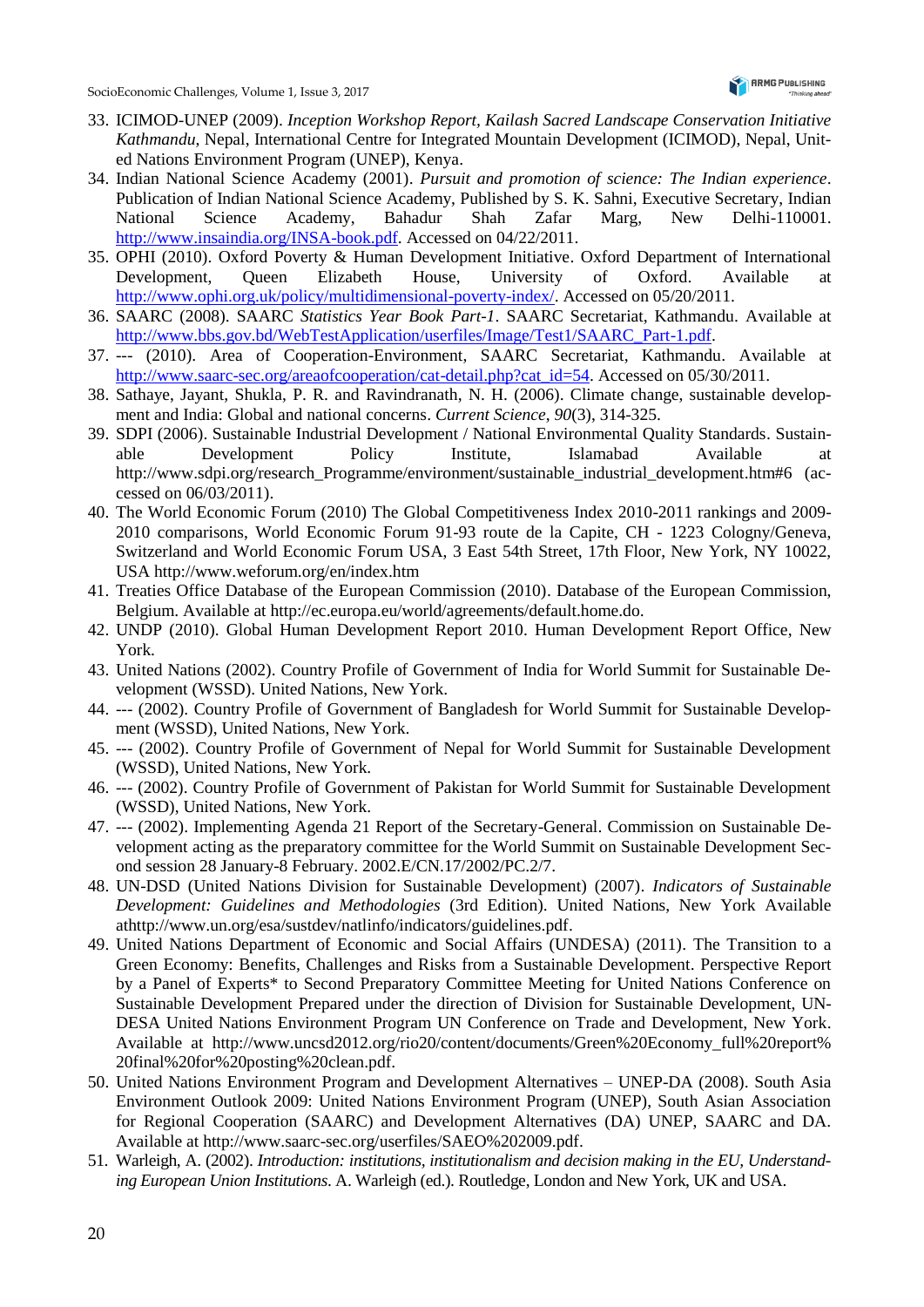33. ICIMOD-UNEP (2009). *Inception Workshop Report, Kailash Sacred Landscape Conservation Initiative Kathmandu*, Nepal, International Centre for Integrated Mountain Development (ICIMOD), Nepal, United Nations Environment Program (UNEP), Kenya.
34. Indian National Science Academy (2001). *Pursuit and promotion of science: The Indian experience*. Publication of Indian National Science Academy, Published by S. K. Sahni, Executive Secretary, Indian National Science Academy, Bahadur Shah Zafar Marg, New Delhi-110001. http://www.insaindia.org/INSA-book.pdf. Accessed on 04/22/2011.
35. OPHI (2010). Oxford Poverty & Human Development Initiative. Oxford Department of International Development, Queen Elizabeth House, University of Oxford. Available at http://www.ophi.org.uk/policy/multidimensional-poverty-index/. Accessed on 05/20/2011.
36. SAARC (2008). SAARC *Statistics Year Book Part-1*. SAARC Secretariat, Kathmandu. Available at http://www.bbs.gov.bd/WebTestApplication/userfiles/Image/Test1/SAARC_Part-1.pdf.
37. --- (2010). Area of Cooperation-Environment, SAARC Secretariat, Kathmandu. Available at http://www.saarc-sec.org/areaofcooperation/cat-detail.php?cat_id=54. Accessed on 05/30/2011.
38. Sathaye, Jayant, Shukla, P. R. and Ravindranath, N. H. (2006). Climate change, sustainable development and India: Global and national concerns. *Current Science*, *90*(3), 314-325.
39. SDPI (2006). Sustainable Industrial Development / National Environmental Quality Standards. Sustainable Development Policy Institute, Islamabad Available at http://www.sdpi.org/research_Programme/environment/sustainable_industrial_development.htm#6 (accessed on 06/03/2011).
40. The World Economic Forum (2010) The Global Competitiveness Index 2010-2011 rankings and 2009-2010 comparisons, World Economic Forum 91-93 route de la Capite, CH - 1223 Cologny/Geneva, Switzerland and World Economic Forum USA, 3 East 54th Street, 17th Floor, New York, NY 10022, USA http://www.weforum.org/en/index.htm
41. Treaties Office Database of the European Commission (2010). Database of the European Commission, Belgium. Available at http://ec.europa.eu/world/agreements/default.home.do.
42. UNDP (2010). Global Human Development Report 2010. Human Development Report Office, New York.
43. United Nations (2002). Country Profile of Government of India for World Summit for Sustainable Development (WSSD). United Nations, New York.
44. --- (2002). Country Profile of Government of Bangladesh for World Summit for Sustainable Development (WSSD), United Nations, New York.
45. --- (2002). Country Profile of Government of Nepal for World Summit for Sustainable Development (WSSD), United Nations, New York.
46. --- (2002). Country Profile of Government of Pakistan for World Summit for Sustainable Development (WSSD), United Nations, New York.
47. --- (2002). Implementing Agenda 21 Report of the Secretary-General. Commission on Sustainable Development acting as the preparatory committee for the World Summit on Sustainable Development Second session 28 January-8 February. 2002.E/CN.17/2002/PC.2/7.
48. UN-DSD (United Nations Division for Sustainable Development) (2007). *Indicators of Sustainable Development: Guidelines and Methodologies* (3rd Edition). United Nations, New York Available athttp://www.un.org/esa/sustdev/natlinfo/indicators/guidelines.pdf.
49. United Nations Department of Economic and Social Affairs (UNDESA) (2011). The Transition to a Green Economy: Benefits, Challenges and Risks from a Sustainable Development. Perspective Report by a Panel of Experts* to Second Preparatory Committee Meeting for United Nations Conference on Sustainable Development Prepared under the direction of Division for Sustainable Development, UN-DESA United Nations Environment Program UN Conference on Trade and Development, New York. Available at http://www.uncsd2012.org/rio20/content/documents/Green%20Economy_full%20report%20final%20for%20posting%20clean.pdf.
50. United Nations Environment Program and Development Alternatives – UNEP-DA (2008). South Asia Environment Outlook 2009: United Nations Environment Program (UNEP), South Asian Association for Regional Cooperation (SAARC) and Development Alternatives (DA) UNEP, SAARC and DA. Available at http://www.saarc-sec.org/userfiles/SAEO%202009.pdf.
51. Warleigh, A. (2002). *Introduction: institutions, institutionalism and decision making in the EU, Understanding European Union Institutions*. A. Warleigh (ed.). Routledge, London and New York, UK and USA.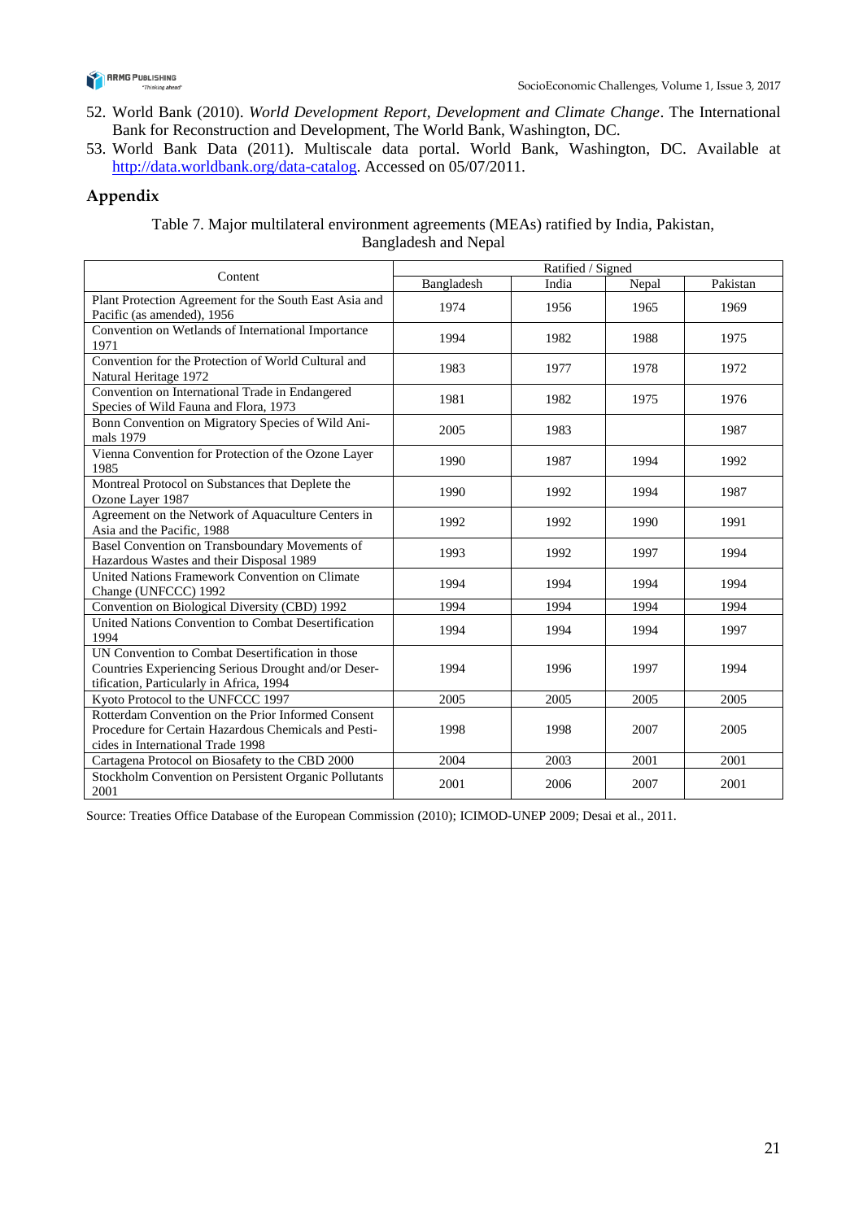52. World Bank (2010). *World Development Report, Development and Climate Change*. The International Bank for Reconstruction and Development, The World Bank, Washington, DC.
53. World Bank Data (2011). Multiscale data portal. World Bank, Washington, DC. Available at http://data.worldbank.org/data-catalog. Accessed on 05/07/2011.

## Appendix

Table 7. Major multilateral environment agreements (MEAs) ratified by India, Pakistan, Bangladesh and Nepal

| Content | Ratified / Signed | | | |
|---|---|---|---|---|
| | Bangladesh | India | Nepal | Pakistan |
| Plant Protection Agreement for the South East Asia and Pacific (as amended), 1956 | 1974 | 1956 | 1965 | 1969 |
| Convention on Wetlands of International Importance 1971 | 1994 | 1982 | 1988 | 1975 |
| Convention for the Protection of World Cultural and Natural Heritage 1972 | 1983 | 1977 | 1978 | 1972 |
| Convention on International Trade in Endangered Species of Wild Fauna and Flora, 1973 | 1981 | 1982 | 1975 | 1976 |
| Bonn Convention on Migratory Species of Wild Animals 1979 | 2005 | 1983 | | 1987 |
| Vienna Convention for Protection of the Ozone Layer 1985 | 1990 | 1987 | 1994 | 1992 |
| Montreal Protocol on Substances that Deplete the Ozone Layer 1987 | 1990 | 1992 | 1994 | 1987 |
| Agreement on the Network of Aquaculture Centers in Asia and the Pacific, 1988 | 1992 | 1992 | 1990 | 1991 |
| Basel Convention on Transboundary Movements of Hazardous Wastes and their Disposal 1989 | 1993 | 1992 | 1997 | 1994 |
| United Nations Framework Convention on Climate Change (UNFCCC) 1992 | 1994 | 1994 | 1994 | 1994 |
| Convention on Biological Diversity (CBD) 1992 | 1994 | 1994 | 1994 | 1994 |
| United Nations Convention to Combat Desertification 1994 | 1994 | 1994 | 1994 | 1997 |
| UN Convention to Combat Desertification in those Countries Experiencing Serious Drought and/or Desertification, Particularly in Africa, 1994 | 1994 | 1996 | 1997 | 1994 |
| Kyoto Protocol to the UNFCCC 1997 | 2005 | 2005 | 2005 | 2005 |
| Rotterdam Convention on the Prior Informed Consent Procedure for Certain Hazardous Chemicals and Pesticides in International Trade 1998 | 1998 | 1998 | 2007 | 2005 |
| Cartagena Protocol on Biosafety to the CBD 2000 | 2004 | 2003 | 2001 | 2001 |
| Stockholm Convention on Persistent Organic Pollutants 2001 | 2001 | 2006 | 2007 | 2001 |

Source: Treaties Office Database of the European Commission (2010); ICIMOD-UNEP 2009; Desai et al., 2011.